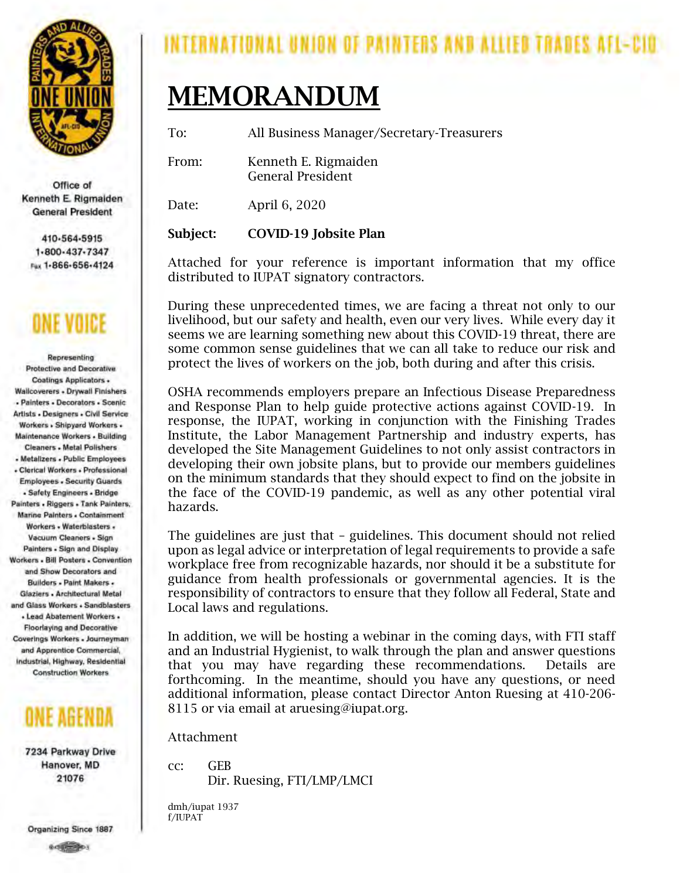# INTERNATIONAL UNION OF PAINTERS AND ALLIED TRADES AFL-CIO

Office of
Kenneth E. Rigmaiden
General President

410-564-5915
1-800-437-7347
Fax 1-866-656-4124

ONE VOICE

Representing Protective and Decorative Coatings Applicators • Wallcoverers • Drywall Finishers • Painters • Decorators • Scenic Artists • Designers • Civil Service Workers • Shipyard Workers • Maintenance Workers • Building Cleaners • Metal Polishers • Metalizers • Public Employees • Clerical Workers • Professional Employees • Security Guards • Safety Engineers • Bridge Painters • Riggers • Tank Painters, Marine Painters • Containment Workers • Waterblasters • Vacuum Cleaners • Sign Painters • Sign and Display Workers • Bill Posters • Convention and Show Decorators and Builders • Paint Makers • Glaziers • Architectural Metal and Glass Workers • Sandblasters • Lead Abatement Workers • Floorlaying and Decorative Coverings Workers • Journeyman and Apprentice Commercial, Industrial, Highway, Residential Construction Workers

ONE AGENDA

7234 Parkway Drive
Hanover, MD
21076

Organizing Since 1887

# MEMORANDUM

To: All Business Manager/Secretary-Treasurers

From: Kenneth E. Rigmaiden
General President

Date: April 6, 2020

**Subject: COVID-19 Jobsite Plan**

Attached for your reference is important information that my office distributed to IUPAT signatory contractors.

During these unprecedented times, we are facing a threat not only to our livelihood, but our safety and health, even our very lives. While every day it seems we are learning something new about this COVID-19 threat, there are some common sense guidelines that we can all take to reduce our risk and protect the lives of workers on the job, both during and after this crisis.

OSHA recommends employers prepare an Infectious Disease Preparedness and Response Plan to help guide protective actions against COVID-19. In response, the IUPAT, working in conjunction with the Finishing Trades Institute, the Labor Management Partnership and industry experts, has developed the Site Management Guidelines to not only assist contractors in developing their own jobsite plans, but to provide our members guidelines on the minimum standards that they should expect to find on the jobsite in the face of the COVID-19 pandemic, as well as any other potential viral hazards.

The guidelines are just that – guidelines. This document should not relied upon as legal advice or interpretation of legal requirements to provide a safe workplace free from recognizable hazards, nor should it be a substitute for guidance from health professionals or governmental agencies. It is the responsibility of contractors to ensure that they follow all Federal, State and Local laws and regulations.

In addition, we will be hosting a webinar in the coming days, with FTI staff and an Industrial Hygienist, to walk through the plan and answer questions that you may have regarding these recommendations. Details are forthcoming. In the meantime, should you have any questions, or need additional information, please contact Director Anton Ruesing at 410-206-8115 or via email at aruesing@iupat.org.

Attachment

cc: GEB
Dir. Ruesing, FTI/LMP/LMCI

dmh/iupat 1937
f/IUPAT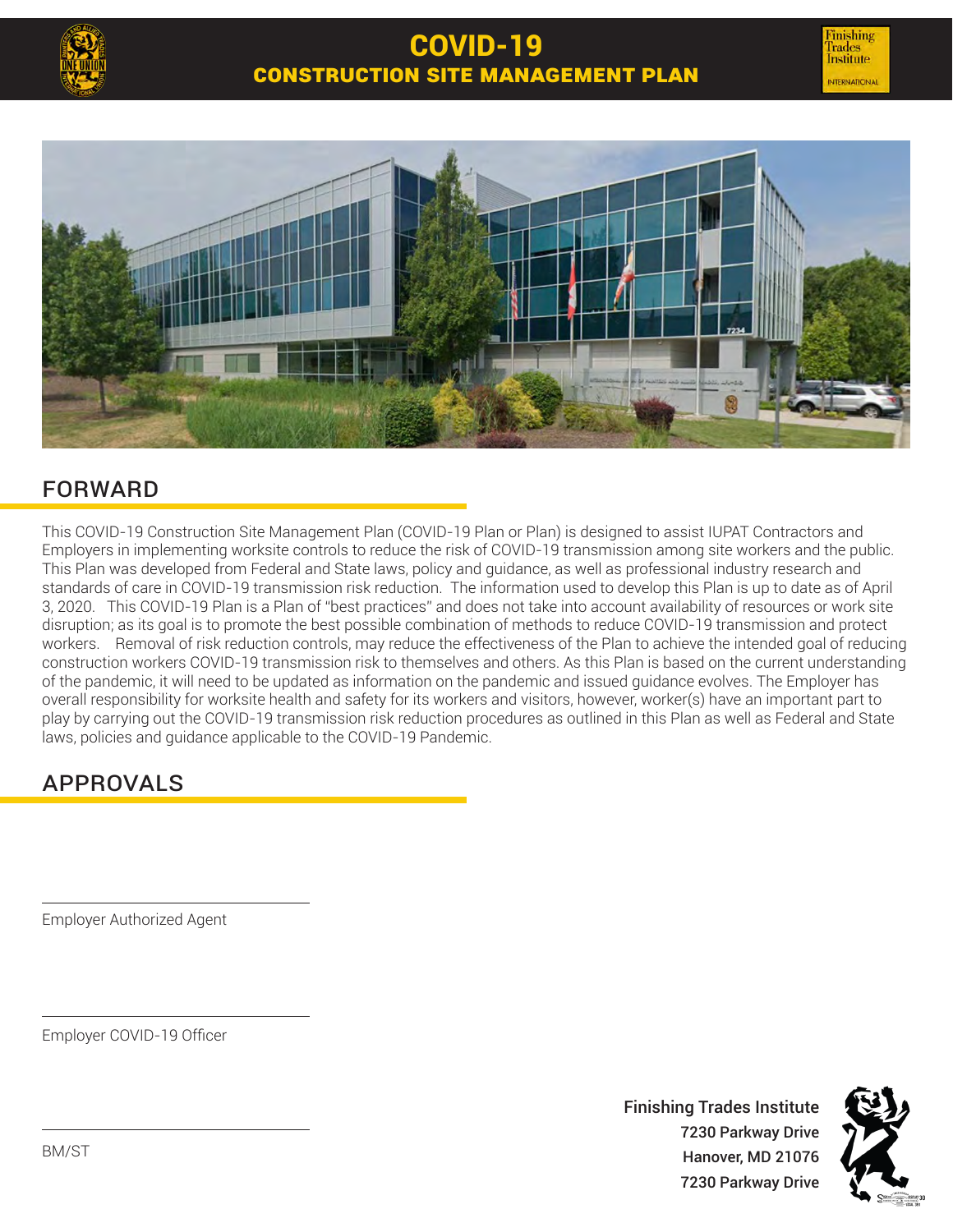# COVID-19
## CONSTRUCTION SITE MANAGEMENT PLAN

## FORWARD

This COVID-19 Construction Site Management Plan (COVID-19 Plan or Plan) is designed to assist IUPAT Contractors and Employers in implementing worksite controls to reduce the risk of COVID-19 transmission among site workers and the public. This Plan was developed from Federal and State laws, policy and guidance, as well as professional industry research and standards of care in COVID-19 transmission risk reduction. The information used to develop this Plan is up to date as of April 3, 2020. This COVID-19 Plan is a Plan of "best practices" and does not take into account availability of resources or work site disruption; as its goal is to promote the best possible combination of methods to reduce COVID-19 transmission and protect workers. Removal of risk reduction controls, may reduce the effectiveness of the Plan to achieve the intended goal of reducing construction workers COVID-19 transmission risk to themselves and others. As this Plan is based on the current understanding of the pandemic, it will need to be updated as information on the pandemic and issued guidance evolves. The Employer has overall responsibility for worksite health and safety for its workers and visitors, however, worker(s) have an important part to play by carrying out the COVID-19 transmission risk reduction procedures as outlined in this Plan as well as Federal and State laws, policies and guidance applicable to the COVID-19 Pandemic.

## APPROVALS

Employer Authorized Agent

Employer COVID-19 Officer

BM/ST

Finishing Trades Institute
7230 Parkway Drive
Hanover, MD 21076
7230 Parkway Drive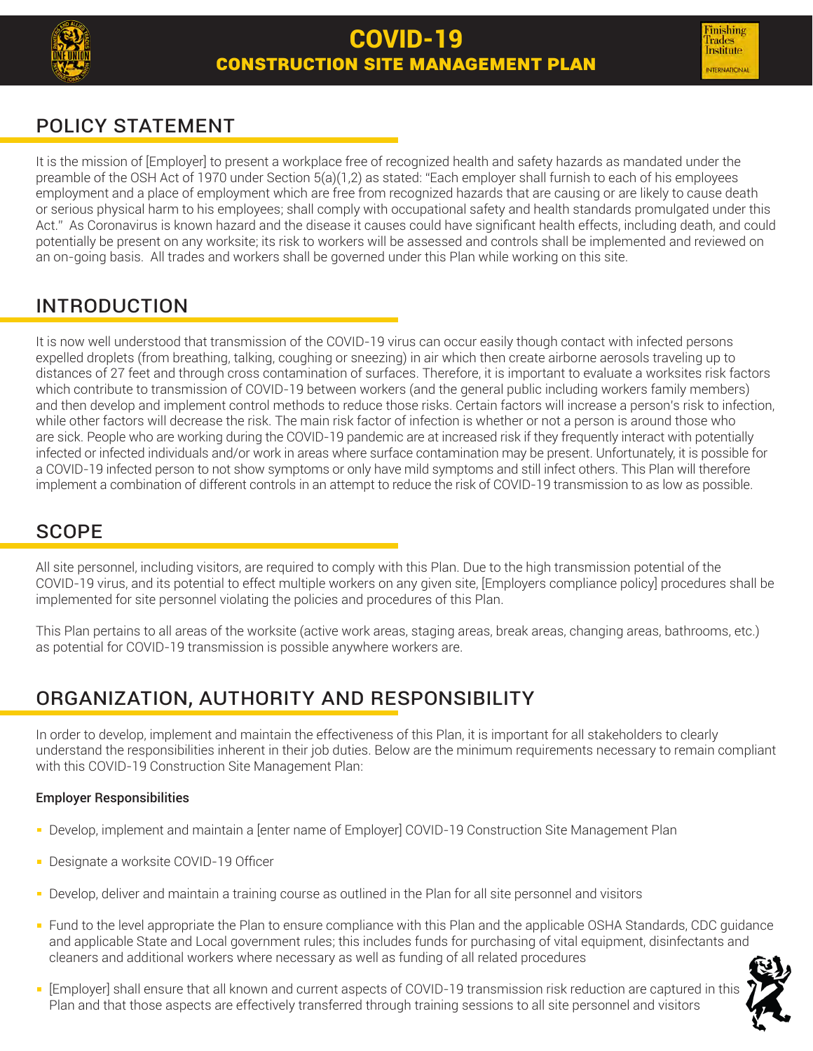# COVID-19
## CONSTRUCTION SITE MANAGEMENT PLAN

## POLICY STATEMENT

It is the mission of [Employer] to present a workplace free of recognized health and safety hazards as mandated under the preamble of the OSH Act of 1970 under Section 5(a)(1,2) as stated: "Each employer shall furnish to each of his employees employment and a place of employment which are free from recognized hazards that are causing or are likely to cause death or serious physical harm to his employees; shall comply with occupational safety and health standards promulgated under this Act." As Coronavirus is known hazard and the disease it causes could have significant health effects, including death, and could potentially be present on any worksite; its risk to workers will be assessed and controls shall be implemented and reviewed on an on-going basis. All trades and workers shall be governed under this Plan while working on this site.

## INTRODUCTION

It is now well understood that transmission of the COVID-19 virus can occur easily though contact with infected persons expelled droplets (from breathing, talking, coughing or sneezing) in air which then create airborne aerosols traveling up to distances of 27 feet and through cross contamination of surfaces. Therefore, it is important to evaluate a worksites risk factors which contribute to transmission of COVID-19 between workers (and the general public including workers family members) and then develop and implement control methods to reduce those risks. Certain factors will increase a person's risk to infection, while other factors will decrease the risk. The main risk factor of infection is whether or not a person is around those who are sick. People who are working during the COVID-19 pandemic are at increased risk if they frequently interact with potentially infected or infected individuals and/or work in areas where surface contamination may be present. Unfortunately, it is possible for a COVID-19 infected person to not show symptoms or only have mild symptoms and still infect others. This Plan will therefore implement a combination of different controls in an attempt to reduce the risk of COVID-19 transmission to as low as possible.

## SCOPE

All site personnel, including visitors, are required to comply with this Plan. Due to the high transmission potential of the COVID-19 virus, and its potential to effect multiple workers on any given site, [Employers compliance policy] procedures shall be implemented for site personnel violating the policies and procedures of this Plan.

This Plan pertains to all areas of the worksite (active work areas, staging areas, break areas, changing areas, bathrooms, etc.) as potential for COVID-19 transmission is possible anywhere workers are.

## ORGANIZATION, AUTHORITY AND RESPONSIBILITY

In order to develop, implement and maintain the effectiveness of this Plan, it is important for all stakeholders to clearly understand the responsibilities inherent in their job duties. Below are the minimum requirements necessary to remain compliant with this COVID-19 Construction Site Management Plan:

### Employer Responsibilities

- Develop, implement and maintain a [enter name of Employer] COVID-19 Construction Site Management Plan
- Designate a worksite COVID-19 Officer
- Develop, deliver and maintain a training course as outlined in the Plan for all site personnel and visitors
- Fund to the level appropriate the Plan to ensure compliance with this Plan and the applicable OSHA Standards, CDC guidance and applicable State and Local government rules; this includes funds for purchasing of vital equipment, disinfectants and cleaners and additional workers where necessary as well as funding of all related procedures
- [Employer] shall ensure that all known and current aspects of COVID-19 transmission risk reduction are captured in this Plan and that those aspects are effectively transferred through training sessions to all site personnel and visitors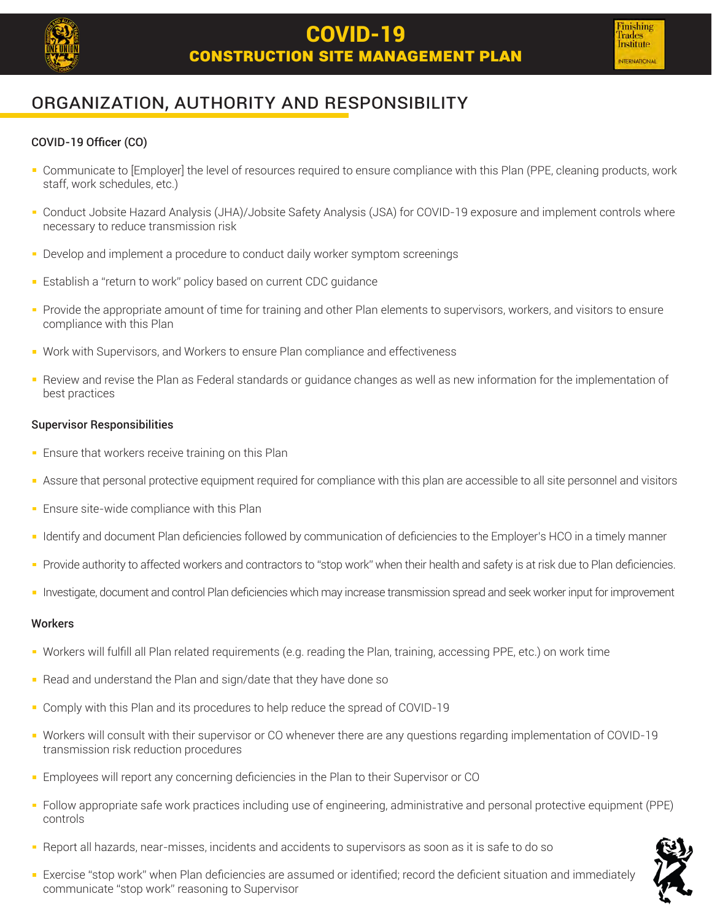# ORGANIZATION, AUTHORITY AND RESPONSIBILITY

### COVID-19 Officer (CO)

- Communicate to [Employer] the level of resources required to ensure compliance with this Plan (PPE, cleaning products, work staff, work schedules, etc.)
- Conduct Jobsite Hazard Analysis (JHA)/Jobsite Safety Analysis (JSA) for COVID-19 exposure and implement controls where necessary to reduce transmission risk
- Develop and implement a procedure to conduct daily worker symptom screenings
- Establish a "return to work" policy based on current CDC guidance
- Provide the appropriate amount of time for training and other Plan elements to supervisors, workers, and visitors to ensure compliance with this Plan
- Work with Supervisors, and Workers to ensure Plan compliance and effectiveness
- Review and revise the Plan as Federal standards or guidance changes as well as new information for the implementation of best practices

### Supervisor Responsibilities

- Ensure that workers receive training on this Plan
- Assure that personal protective equipment required for compliance with this plan are accessible to all site personnel and visitors
- Ensure site-wide compliance with this Plan
- Identify and document Plan deficiencies followed by communication of deficiencies to the Employer's HCO in a timely manner
- Provide authority to affected workers and contractors to "stop work" when their health and safety is at risk due to Plan deficiencies.
- Investigate, document and control Plan deficiencies which may increase transmission spread and seek worker input for improvement

### Workers

- Workers will fulfill all Plan related requirements (e.g. reading the Plan, training, accessing PPE, etc.) on work time
- Read and understand the Plan and sign/date that they have done so
- Comply with this Plan and its procedures to help reduce the spread of COVID-19
- Workers will consult with their supervisor or CO whenever there are any questions regarding implementation of COVID-19 transmission risk reduction procedures
- Employees will report any concerning deficiencies in the Plan to their Supervisor or CO
- Follow appropriate safe work practices including use of engineering, administrative and personal protective equipment (PPE) controls
- Report all hazards, near-misses, incidents and accidents to supervisors as soon as it is safe to do so
- Exercise "stop work" when Plan deficiencies are assumed or identified; record the deficient situation and immediately communicate "stop work" reasoning to Supervisor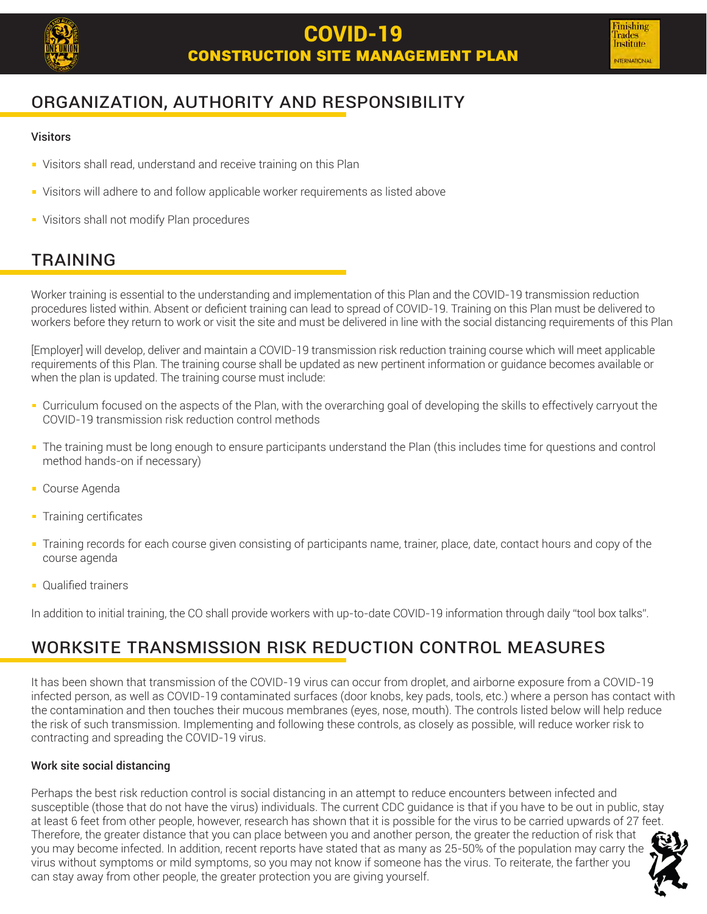## ORGANIZATION, AUTHORITY AND RESPONSIBILITY

**Visitors**

- Visitors shall read, understand and receive training on this Plan
- Visitors will adhere to and follow applicable worker requirements as listed above
- Visitors shall not modify Plan procedures

## TRAINING

Worker training is essential to the understanding and implementation of this Plan and the COVID-19 transmission reduction procedures listed within. Absent or deficient training can lead to spread of COVID-19. Training on this Plan must be delivered to workers before they return to work or visit the site and must be delivered in line with the social distancing requirements of this Plan

[Employer] will develop, deliver and maintain a COVID-19 transmission risk reduction training course which will meet applicable requirements of this Plan. The training course shall be updated as new pertinent information or guidance becomes available or when the plan is updated. The training course must include:

- Curriculum focused on the aspects of the Plan, with the overarching goal of developing the skills to effectively carryout the COVID-19 transmission risk reduction control methods
- The training must be long enough to ensure participants understand the Plan (this includes time for questions and control method hands-on if necessary)
- Course Agenda
- Training certificates
- Training records for each course given consisting of participants name, trainer, place, date, contact hours and copy of the course agenda
- Qualified trainers

In addition to initial training, the CO shall provide workers with up-to-date COVID-19 information through daily "tool box talks".

## WORKSITE TRANSMISSION RISK REDUCTION CONTROL MEASURES

It has been shown that transmission of the COVID-19 virus can occur from droplet, and airborne exposure from a COVID-19 infected person, as well as COVID-19 contaminated surfaces (door knobs, key pads, tools, etc.) where a person has contact with the contamination and then touches their mucous membranes (eyes, nose, mouth). The controls listed below will help reduce the risk of such transmission. Implementing and following these controls, as closely as possible, will reduce worker risk to contracting and spreading the COVID-19 virus.

**Work site social distancing**

Perhaps the best risk reduction control is social distancing in an attempt to reduce encounters between infected and susceptible (those that do not have the virus) individuals. The current CDC guidance is that if you have to be out in public, stay at least 6 feet from other people, however, research has shown that it is possible for the virus to be carried upwards of 27 feet. Therefore, the greater distance that you can place between you and another person, the greater the reduction of risk that you may become infected. In addition, recent reports have stated that as many as 25-50% of the population may carry the virus without symptoms or mild symptoms, so you may not know if someone has the virus. To reiterate, the farther you can stay away from other people, the greater protection you are giving yourself.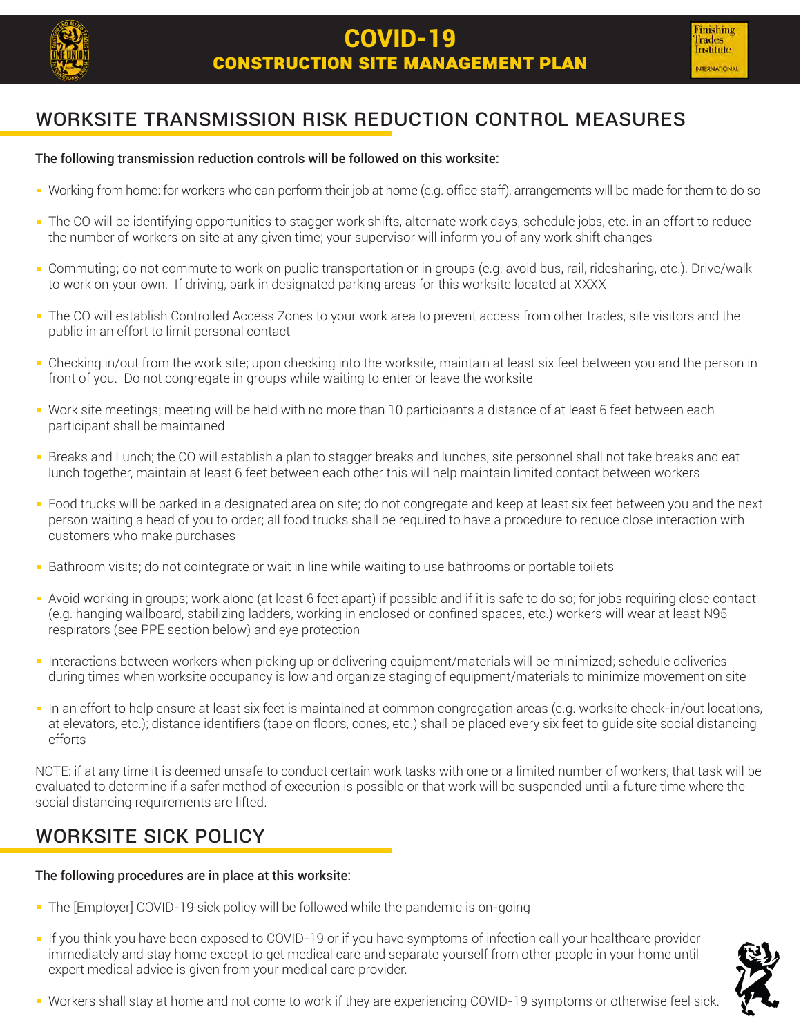# COVID-19
## CONSTRUCTION SITE MANAGEMENT PLAN

## WORKSITE TRANSMISSION RISK REDUCTION CONTROL MEASURES

**The following transmission reduction controls will be followed on this worksite:**

- Working from home: for workers who can perform their job at home (e.g. office staff), arrangements will be made for them to do so
- The CO will be identifying opportunities to stagger work shifts, alternate work days, schedule jobs, etc. in an effort to reduce the number of workers on site at any given time; your supervisor will inform you of any work shift changes
- Commuting; do not commute to work on public transportation or in groups (e.g. avoid bus, rail, ridesharing, etc.). Drive/walk to work on your own. If driving, park in designated parking areas for this worksite located at XXXX
- The CO will establish Controlled Access Zones to your work area to prevent access from other trades, site visitors and the public in an effort to limit personal contact
- Checking in/out from the work site; upon checking into the worksite, maintain at least six feet between you and the person in front of you. Do not congregate in groups while waiting to enter or leave the worksite
- Work site meetings; meeting will be held with no more than 10 participants a distance of at least 6 feet between each participant shall be maintained
- Breaks and Lunch; the CO will establish a plan to stagger breaks and lunches, site personnel shall not take breaks and eat lunch together, maintain at least 6 feet between each other this will help maintain limited contact between workers
- Food trucks will be parked in a designated area on site; do not congregate and keep at least six feet between you and the next person waiting a head of you to order; all food trucks shall be required to have a procedure to reduce close interaction with customers who make purchases
- Bathroom visits; do not cointegrate or wait in line while waiting to use bathrooms or portable toilets
- Avoid working in groups; work alone (at least 6 feet apart) if possible and if it is safe to do so; for jobs requiring close contact (e.g. hanging wallboard, stabilizing ladders, working in enclosed or confined spaces, etc.) workers will wear at least N95 respirators (see PPE section below) and eye protection
- Interactions between workers when picking up or delivering equipment/materials will be minimized; schedule deliveries during times when worksite occupancy is low and organize staging of equipment/materials to minimize movement on site
- In an effort to help ensure at least six feet is maintained at common congregation areas (e.g. worksite check-in/out locations, at elevators, etc.); distance identifiers (tape on floors, cones, etc.) shall be placed every six feet to guide site social distancing efforts

NOTE: if at any time it is deemed unsafe to conduct certain work tasks with one or a limited number of workers, that task will be evaluated to determine if a safer method of execution is possible or that work will be suspended until a future time where the social distancing requirements are lifted.

## WORKSITE SICK POLICY

**The following procedures are in place at this worksite:**

- The [Employer] COVID-19 sick policy will be followed while the pandemic is on-going
- If you think you have been exposed to COVID-19 or if you have symptoms of infection call your healthcare provider immediately and stay home except to get medical care and separate yourself from other people in your home until expert medical advice is given from your medical care provider.
- Workers shall stay at home and not come to work if they are experiencing COVID-19 symptoms or otherwise feel sick.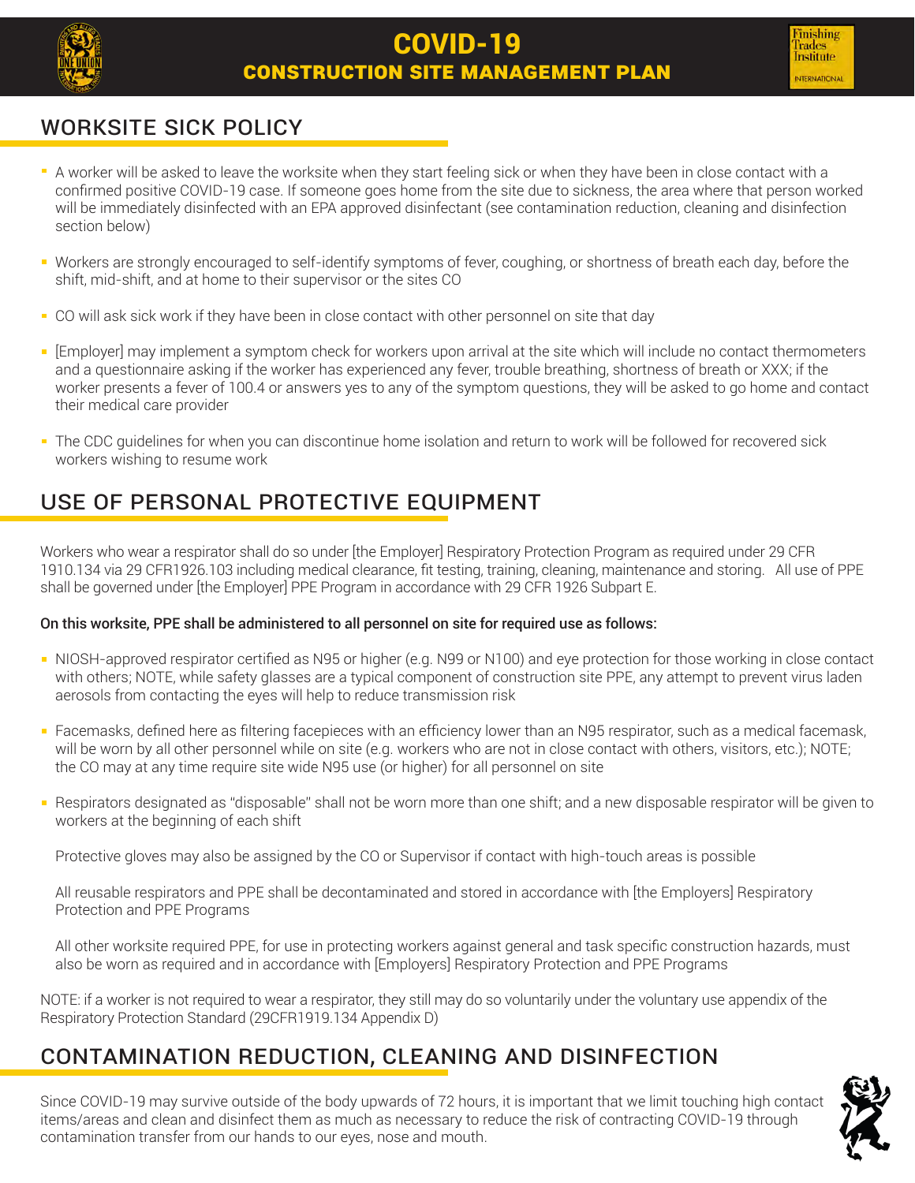## WORKSITE SICK POLICY

- A worker will be asked to leave the worksite when they start feeling sick or when they have been in close contact with a confirmed positive COVID-19 case. If someone goes home from the site due to sickness, the area where that person worked will be immediately disinfected with an EPA approved disinfectant (see contamination reduction, cleaning and disinfection section below)
- Workers are strongly encouraged to self-identify symptoms of fever, coughing, or shortness of breath each day, before the shift, mid-shift, and at home to their supervisor or the sites CO
- CO will ask sick work if they have been in close contact with other personnel on site that day
- [Employer] may implement a symptom check for workers upon arrival at the site which will include no contact thermometers and a questionnaire asking if the worker has experienced any fever, trouble breathing, shortness of breath or XXX; if the worker presents a fever of 100.4 or answers yes to any of the symptom questions, they will be asked to go home and contact their medical care provider
- The CDC guidelines for when you can discontinue home isolation and return to work will be followed for recovered sick workers wishing to resume work

## USE OF PERSONAL PROTECTIVE EQUIPMENT

Workers who wear a respirator shall do so under [the Employer] Respiratory Protection Program as required under 29 CFR 1910.134 via 29 CFR1926.103 including medical clearance, fit testing, training, cleaning, maintenance and storing. All use of PPE shall be governed under [the Employer] PPE Program in accordance with 29 CFR 1926 Subpart E.

**On this worksite, PPE shall be administered to all personnel on site for required use as follows:**

- NIOSH-approved respirator certified as N95 or higher (e.g. N99 or N100) and eye protection for those working in close contact with others; NOTE, while safety glasses are a typical component of construction site PPE, any attempt to prevent virus laden aerosols from contacting the eyes will help to reduce transmission risk
- Facemasks, defined here as filtering facepieces with an efficiency lower than an N95 respirator, such as a medical facemask, will be worn by all other personnel while on site (e.g. workers who are not in close contact with others, visitors, etc.); NOTE; the CO may at any time require site wide N95 use (or higher) for all personnel on site
- Respirators designated as "disposable" shall not be worn more than one shift; and a new disposable respirator will be given to workers at the beginning of each shift

  Protective gloves may also be assigned by the CO or Supervisor if contact with high-touch areas is possible

  All reusable respirators and PPE shall be decontaminated and stored in accordance with [the Employers] Respiratory Protection and PPE Programs

  All other worksite required PPE, for use in protecting workers against general and task specific construction hazards, must also be worn as required and in accordance with [Employers] Respiratory Protection and PPE Programs

NOTE: if a worker is not required to wear a respirator, they still may do so voluntarily under the voluntary use appendix of the Respiratory Protection Standard (29CFR1919.134 Appendix D)

## CONTAMINATION REDUCTION, CLEANING AND DISINFECTION

Since COVID-19 may survive outside of the body upwards of 72 hours, it is important that we limit touching high contact items/areas and clean and disinfect them as much as necessary to reduce the risk of contracting COVID-19 through contamination transfer from our hands to our eyes, nose and mouth.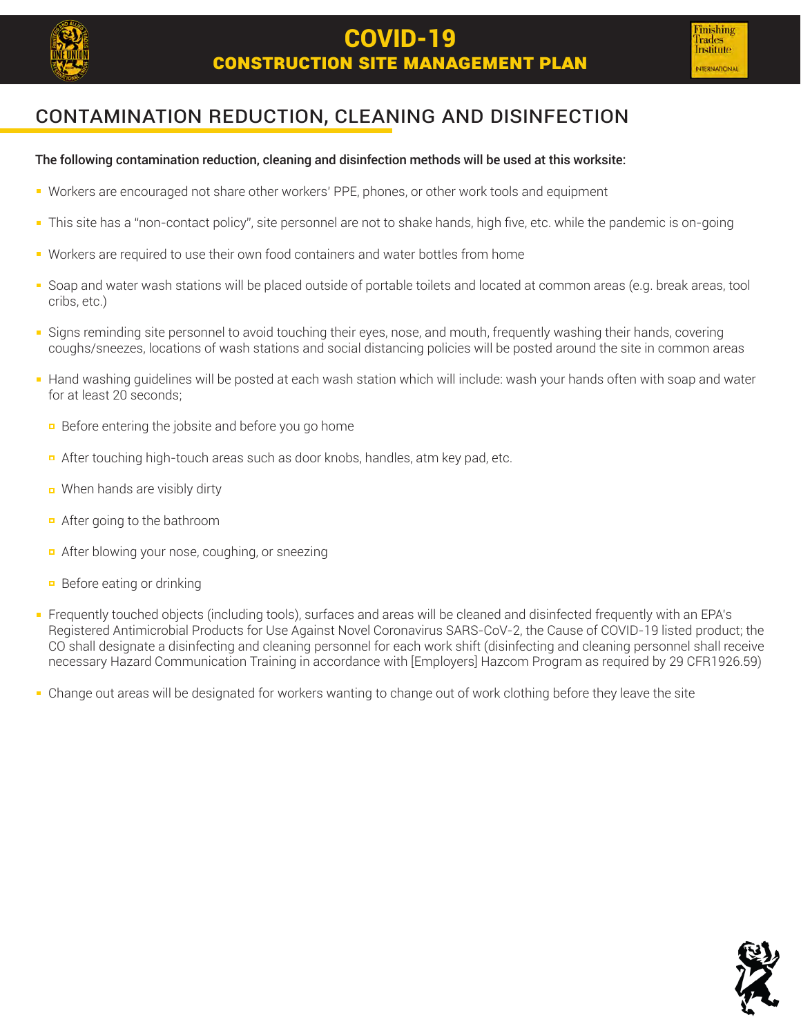## CONTAMINATION REDUCTION, CLEANING AND DISINFECTION

**The following contamination reduction, cleaning and disinfection methods will be used at this worksite:**

- Workers are encouraged not share other workers' PPE, phones, or other work tools and equipment
- This site has a "non-contact policy", site personnel are not to shake hands, high five, etc. while the pandemic is on-going
- Workers are required to use their own food containers and water bottles from home
- Soap and water wash stations will be placed outside of portable toilets and located at common areas (e.g. break areas, tool cribs, etc.)
- Signs reminding site personnel to avoid touching their eyes, nose, and mouth, frequently washing their hands, covering coughs/sneezes, locations of wash stations and social distancing policies will be posted around the site in common areas
- Hand washing guidelines will be posted at each wash station which will include: wash your hands often with soap and water for at least 20 seconds;
  - Before entering the jobsite and before you go home
  - After touching high-touch areas such as door knobs, handles, atm key pad, etc.
  - When hands are visibly dirty
  - After going to the bathroom
  - After blowing your nose, coughing, or sneezing
  - Before eating or drinking
- Frequently touched objects (including tools), surfaces and areas will be cleaned and disinfected frequently with an EPA's Registered Antimicrobial Products for Use Against Novel Coronavirus SARS-CoV-2, the Cause of COVID-19 listed product; the CO shall designate a disinfecting and cleaning personnel for each work shift (disinfecting and cleaning personnel shall receive necessary Hazard Communication Training in accordance with [Employers] Hazcom Program as required by 29 CFR1926.59)
- Change out areas will be designated for workers wanting to change out of work clothing before they leave the site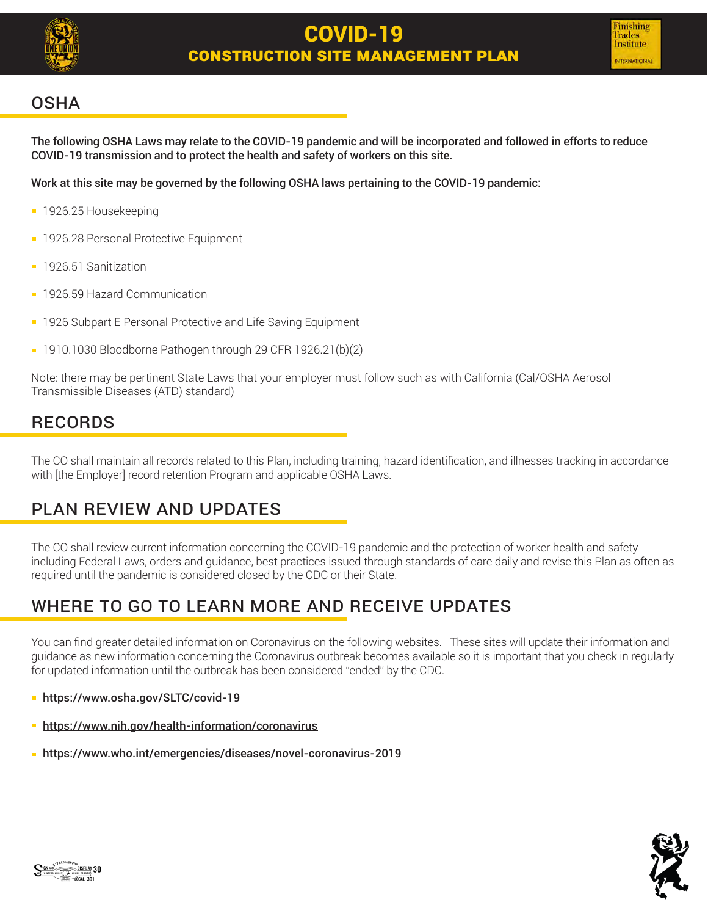## OSHA

**The following OSHA Laws may relate to the COVID-19 pandemic and will be incorporated and followed in efforts to reduce COVID-19 transmission and to protect the health and safety of workers on this site.**

**Work at this site may be governed by the following OSHA laws pertaining to the COVID-19 pandemic:**

- 1926.25 Housekeeping
- 1926.28 Personal Protective Equipment
- 1926.51 Sanitization
- 1926.59 Hazard Communication
- 1926 Subpart E Personal Protective and Life Saving Equipment
- 1910.1030 Bloodborne Pathogen through 29 CFR 1926.21(b)(2)

Note: there may be pertinent State Laws that your employer must follow such as with California (Cal/OSHA Aerosol Transmissible Diseases (ATD) standard)

## RECORDS

The CO shall maintain all records related to this Plan, including training, hazard identification, and illnesses tracking in accordance with [the Employer] record retention Program and applicable OSHA Laws.

## PLAN REVIEW AND UPDATES

The CO shall review current information concerning the COVID-19 pandemic and the protection of worker health and safety including Federal Laws, orders and guidance, best practices issued through standards of care daily and revise this Plan as often as required until the pandemic is considered closed by the CDC or their State.

## WHERE TO GO TO LEARN MORE AND RECEIVE UPDATES

You can find greater detailed information on Coronavirus on the following websites. These sites will update their information and guidance as new information concerning the Coronavirus outbreak becomes available so it is important that you check in regularly for updated information until the outbreak has been considered "ended" by the CDC.

- https://www.osha.gov/SLTC/covid-19
- https://www.nih.gov/health-information/coronavirus
- https://www.who.int/emergencies/diseases/novel-coronavirus-2019